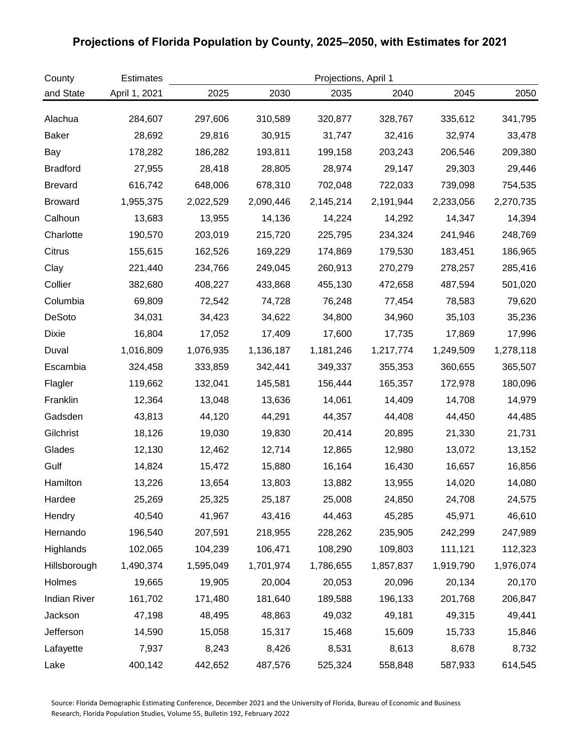# Projections of Florida Population by County, 2025–2050, with Estimates for 2021

| County and State | Estimates April 1, 2021 | Projections, April 1 2025 | 2030 | 2035 | 2040 | 2045 | 2050 |
|---|---|---|---|---|---|---|---|
| Alachua | 284,607 | 297,606 | 310,589 | 320,877 | 328,767 | 335,612 | 341,795 |
| Baker | 28,692 | 29,816 | 30,915 | 31,747 | 32,416 | 32,974 | 33,478 |
| Bay | 178,282 | 186,282 | 193,811 | 199,158 | 203,243 | 206,546 | 209,380 |
| Bradford | 27,955 | 28,418 | 28,805 | 28,974 | 29,147 | 29,303 | 29,446 |
| Brevard | 616,742 | 648,006 | 678,310 | 702,048 | 722,033 | 739,098 | 754,535 |
| Broward | 1,955,375 | 2,022,529 | 2,090,446 | 2,145,214 | 2,191,944 | 2,233,056 | 2,270,735 |
| Calhoun | 13,683 | 13,955 | 14,136 | 14,224 | 14,292 | 14,347 | 14,394 |
| Charlotte | 190,570 | 203,019 | 215,720 | 225,795 | 234,324 | 241,946 | 248,769 |
| Citrus | 155,615 | 162,526 | 169,229 | 174,869 | 179,530 | 183,451 | 186,965 |
| Clay | 221,440 | 234,766 | 249,045 | 260,913 | 270,279 | 278,257 | 285,416 |
| Collier | 382,680 | 408,227 | 433,868 | 455,130 | 472,658 | 487,594 | 501,020 |
| Columbia | 69,809 | 72,542 | 74,728 | 76,248 | 77,454 | 78,583 | 79,620 |
| DeSoto | 34,031 | 34,423 | 34,622 | 34,800 | 34,960 | 35,103 | 35,236 |
| Dixie | 16,804 | 17,052 | 17,409 | 17,600 | 17,735 | 17,869 | 17,996 |
| Duval | 1,016,809 | 1,076,935 | 1,136,187 | 1,181,246 | 1,217,774 | 1,249,509 | 1,278,118 |
| Escambia | 324,458 | 333,859 | 342,441 | 349,337 | 355,353 | 360,655 | 365,507 |
| Flagler | 119,662 | 132,041 | 145,581 | 156,444 | 165,357 | 172,978 | 180,096 |
| Franklin | 12,364 | 13,048 | 13,636 | 14,061 | 14,409 | 14,708 | 14,979 |
| Gadsden | 43,813 | 44,120 | 44,291 | 44,357 | 44,408 | 44,450 | 44,485 |
| Gilchrist | 18,126 | 19,030 | 19,830 | 20,414 | 20,895 | 21,330 | 21,731 |
| Glades | 12,130 | 12,462 | 12,714 | 12,865 | 12,980 | 13,072 | 13,152 |
| Gulf | 14,824 | 15,472 | 15,880 | 16,164 | 16,430 | 16,657 | 16,856 |
| Hamilton | 13,226 | 13,654 | 13,803 | 13,882 | 13,955 | 14,020 | 14,080 |
| Hardee | 25,269 | 25,325 | 25,187 | 25,008 | 24,850 | 24,708 | 24,575 |
| Hendry | 40,540 | 41,967 | 43,416 | 44,463 | 45,285 | 45,971 | 46,610 |
| Hernando | 196,540 | 207,591 | 218,955 | 228,262 | 235,905 | 242,299 | 247,989 |
| Highlands | 102,065 | 104,239 | 106,471 | 108,290 | 109,803 | 111,121 | 112,323 |
| Hillsborough | 1,490,374 | 1,595,049 | 1,701,974 | 1,786,655 | 1,857,837 | 1,919,790 | 1,976,074 |
| Holmes | 19,665 | 19,905 | 20,004 | 20,053 | 20,096 | 20,134 | 20,170 |
| Indian River | 161,702 | 171,480 | 181,640 | 189,588 | 196,133 | 201,768 | 206,847 |
| Jackson | 47,198 | 48,495 | 48,863 | 49,032 | 49,181 | 49,315 | 49,441 |
| Jefferson | 14,590 | 15,058 | 15,317 | 15,468 | 15,609 | 15,733 | 15,846 |
| Lafayette | 7,937 | 8,243 | 8,426 | 8,531 | 8,613 | 8,678 | 8,732 |
| Lake | 400,142 | 442,652 | 487,576 | 525,324 | 558,848 | 587,933 | 614,545 |

Source: Florida Demographic Estimating Conference, December 2021 and the University of Florida, Bureau of Economic and Business Research, Florida Population Studies, Volume 55, Bulletin 192, February 2022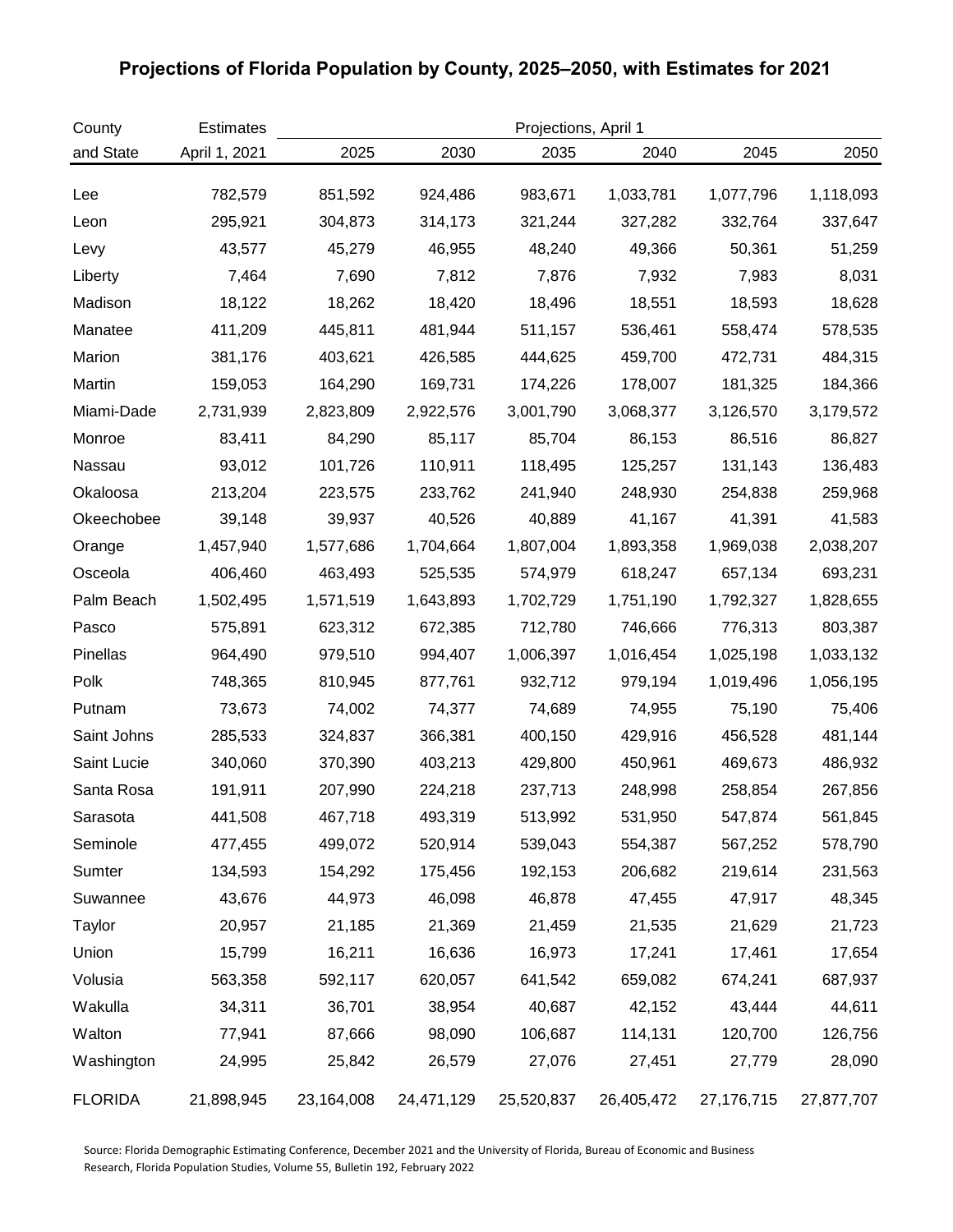## Projections of Florida Population by County, 2025–2050, with Estimates for 2021

| County and State | Estimates April 1, 2021 | Projections, April 1 2025 | 2030 | 2035 | 2040 | 2045 | 2050 |
|---|---|---|---|---|---|---|---|
| Lee | 782,579 | 851,592 | 924,486 | 983,671 | 1,033,781 | 1,077,796 | 1,118,093 |
| Leon | 295,921 | 304,873 | 314,173 | 321,244 | 327,282 | 332,764 | 337,647 |
| Levy | 43,577 | 45,279 | 46,955 | 48,240 | 49,366 | 50,361 | 51,259 |
| Liberty | 7,464 | 7,690 | 7,812 | 7,876 | 7,932 | 7,983 | 8,031 |
| Madison | 18,122 | 18,262 | 18,420 | 18,496 | 18,551 | 18,593 | 18,628 |
| Manatee | 411,209 | 445,811 | 481,944 | 511,157 | 536,461 | 558,474 | 578,535 |
| Marion | 381,176 | 403,621 | 426,585 | 444,625 | 459,700 | 472,731 | 484,315 |
| Martin | 159,053 | 164,290 | 169,731 | 174,226 | 178,007 | 181,325 | 184,366 |
| Miami-Dade | 2,731,939 | 2,823,809 | 2,922,576 | 3,001,790 | 3,068,377 | 3,126,570 | 3,179,572 |
| Monroe | 83,411 | 84,290 | 85,117 | 85,704 | 86,153 | 86,516 | 86,827 |
| Nassau | 93,012 | 101,726 | 110,911 | 118,495 | 125,257 | 131,143 | 136,483 |
| Okaloosa | 213,204 | 223,575 | 233,762 | 241,940 | 248,930 | 254,838 | 259,968 |
| Okeechobee | 39,148 | 39,937 | 40,526 | 40,889 | 41,167 | 41,391 | 41,583 |
| Orange | 1,457,940 | 1,577,686 | 1,704,664 | 1,807,004 | 1,893,358 | 1,969,038 | 2,038,207 |
| Osceola | 406,460 | 463,493 | 525,535 | 574,979 | 618,247 | 657,134 | 693,231 |
| Palm Beach | 1,502,495 | 1,571,519 | 1,643,893 | 1,702,729 | 1,751,190 | 1,792,327 | 1,828,655 |
| Pasco | 575,891 | 623,312 | 672,385 | 712,780 | 746,666 | 776,313 | 803,387 |
| Pinellas | 964,490 | 979,510 | 994,407 | 1,006,397 | 1,016,454 | 1,025,198 | 1,033,132 |
| Polk | 748,365 | 810,945 | 877,761 | 932,712 | 979,194 | 1,019,496 | 1,056,195 |
| Putnam | 73,673 | 74,002 | 74,377 | 74,689 | 74,955 | 75,190 | 75,406 |
| Saint Johns | 285,533 | 324,837 | 366,381 | 400,150 | 429,916 | 456,528 | 481,144 |
| Saint Lucie | 340,060 | 370,390 | 403,213 | 429,800 | 450,961 | 469,673 | 486,932 |
| Santa Rosa | 191,911 | 207,990 | 224,218 | 237,713 | 248,998 | 258,854 | 267,856 |
| Sarasota | 441,508 | 467,718 | 493,319 | 513,992 | 531,950 | 547,874 | 561,845 |
| Seminole | 477,455 | 499,072 | 520,914 | 539,043 | 554,387 | 567,252 | 578,790 |
| Sumter | 134,593 | 154,292 | 175,456 | 192,153 | 206,682 | 219,614 | 231,563 |
| Suwannee | 43,676 | 44,973 | 46,098 | 46,878 | 47,455 | 47,917 | 48,345 |
| Taylor | 20,957 | 21,185 | 21,369 | 21,459 | 21,535 | 21,629 | 21,723 |
| Union | 15,799 | 16,211 | 16,636 | 16,973 | 17,241 | 17,461 | 17,654 |
| Volusia | 563,358 | 592,117 | 620,057 | 641,542 | 659,082 | 674,241 | 687,937 |
| Wakulla | 34,311 | 36,701 | 38,954 | 40,687 | 42,152 | 43,444 | 44,611 |
| Walton | 77,941 | 87,666 | 98,090 | 106,687 | 114,131 | 120,700 | 126,756 |
| Washington | 24,995 | 25,842 | 26,579 | 27,076 | 27,451 | 27,779 | 28,090 |
| FLORIDA | 21,898,945 | 23,164,008 | 24,471,129 | 25,520,837 | 26,405,472 | 27,176,715 | 27,877,707 |

Source: Florida Demographic Estimating Conference, December 2021 and the University of Florida, Bureau of Economic and Business Research, Florida Population Studies, Volume 55, Bulletin 192, February 2022